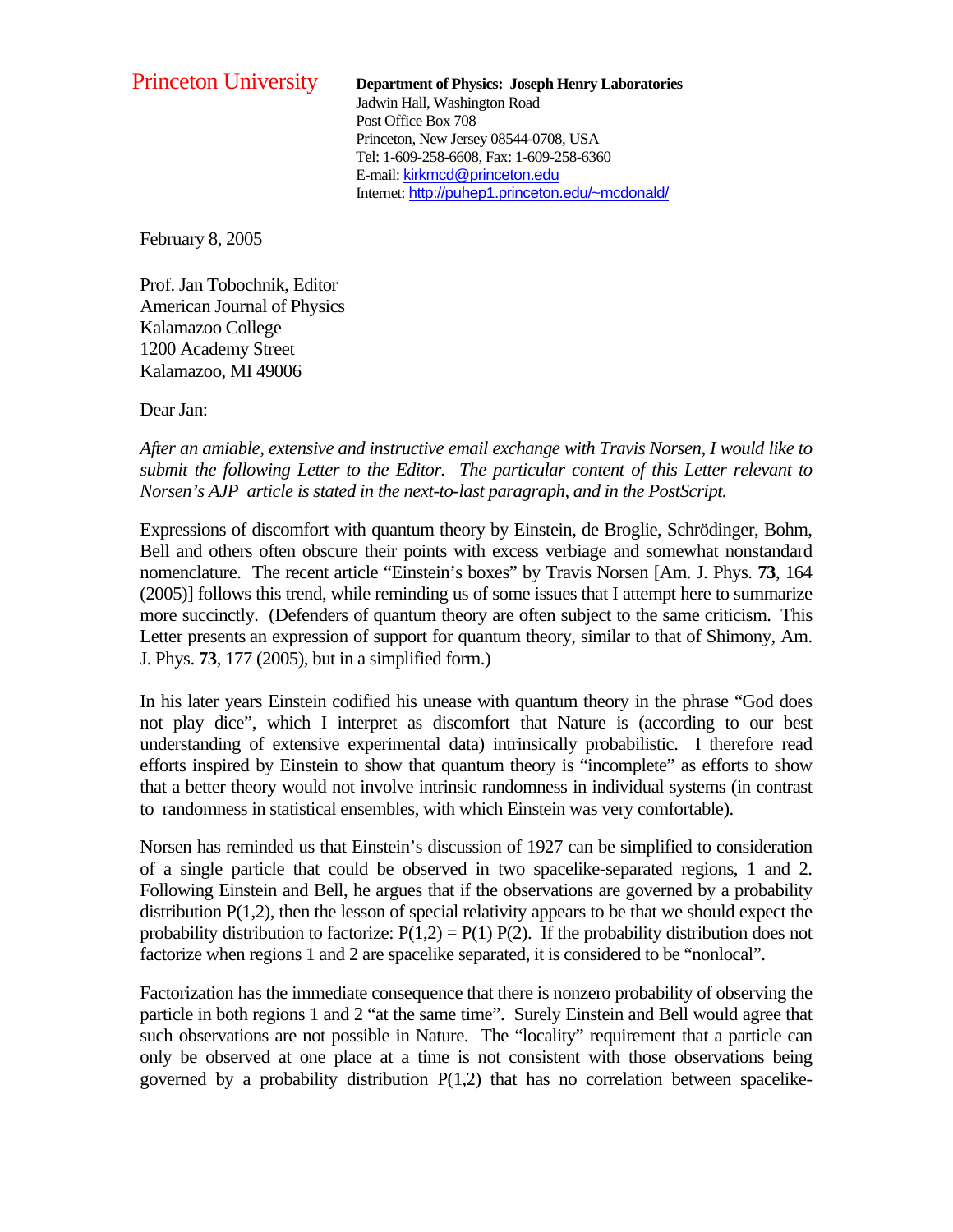Princeton University

**Department of Physics: Joseph Henry Laboratories**
Jadwin Hall, Washington Road
Post Office Box 708
Princeton, New Jersey 08544-0708, USA
Tel: 1-609-258-6608, Fax: 1-609-258-6360
E-mail: kirkmcd@princeton.edu
Internet: http://puhep1.princeton.edu/~mcdonald/

February 8, 2005

Prof. Jan Tobochnik, Editor
American Journal of Physics
Kalamazoo College
1200 Academy Street
Kalamazoo, MI 49006

Dear Jan:

*After an amiable, extensive and instructive email exchange with Travis Norsen, I would like to submit the following Letter to the Editor. The particular content of this Letter relevant to Norsen's AJP article is stated in the next-to-last paragraph, and in the PostScript.*

Expressions of discomfort with quantum theory by Einstein, de Broglie, Schrödinger, Bohm, Bell and others often obscure their points with excess verbiage and somewhat nonstandard nomenclature. The recent article "Einstein's boxes" by Travis Norsen [Am. J. Phys. **73**, 164 (2005)] follows this trend, while reminding us of some issues that I attempt here to summarize more succinctly. (Defenders of quantum theory are often subject to the same criticism. This Letter presents an expression of support for quantum theory, similar to that of Shimony, Am. J. Phys. **73**, 177 (2005), but in a simplified form.)

In his later years Einstein codified his unease with quantum theory in the phrase "God does not play dice", which I interpret as discomfort that Nature is (according to our best understanding of extensive experimental data) intrinsically probabilistic. I therefore read efforts inspired by Einstein to show that quantum theory is "incomplete" as efforts to show that a better theory would not involve intrinsic randomness in individual systems (in contrast to randomness in statistical ensembles, with which Einstein was very comfortable).

Norsen has reminded us that Einstein's discussion of 1927 can be simplified to consideration of a single particle that could be observed in two spacelike-separated regions, 1 and 2. Following Einstein and Bell, he argues that if the observations are governed by a probability distribution $P(1,2)$, then the lesson of special relativity appears to be that we should expect the probability distribution to factorize: $P(1,2) = P(1)\, P(2)$. If the probability distribution does not factorize when regions 1 and 2 are spacelike separated, it is considered to be "nonlocal".

Factorization has the immediate consequence that there is nonzero probability of observing the particle in both regions 1 and 2 "at the same time". Surely Einstein and Bell would agree that such observations are not possible in Nature. The "locality" requirement that a particle can only be observed at one place at a time is not consistent with those observations being governed by a probability distribution $P(1,2)$ that has no correlation between spacelike-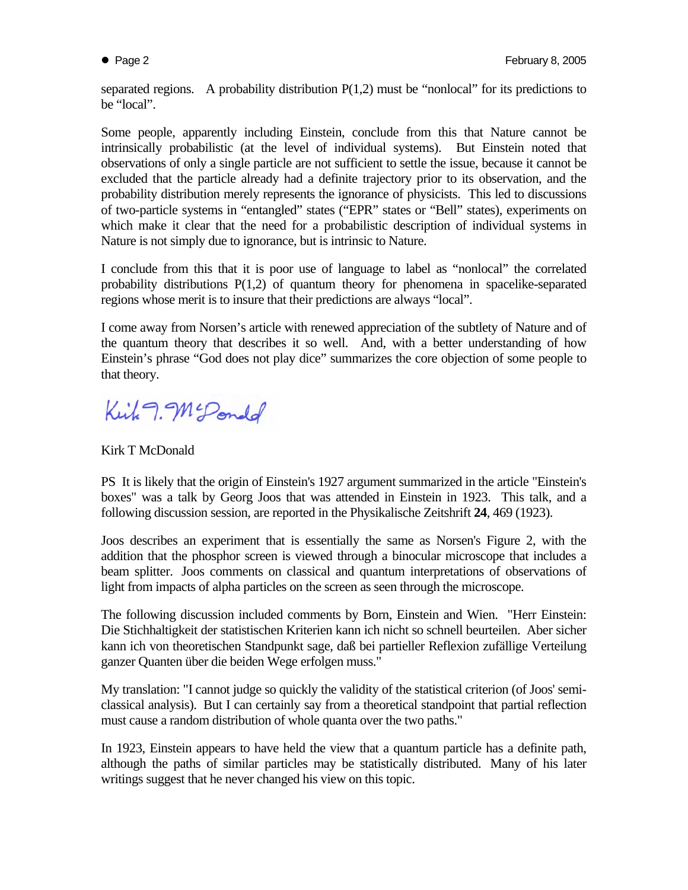separated regions. A probability distribution P(1,2) must be "nonlocal" for its predictions to be "local".

Some people, apparently including Einstein, conclude from this that Nature cannot be intrinsically probabilistic (at the level of individual systems). But Einstein noted that observations of only a single particle are not sufficient to settle the issue, because it cannot be excluded that the particle already had a definite trajectory prior to its observation, and the probability distribution merely represents the ignorance of physicists. This led to discussions of two-particle systems in "entangled" states ("EPR" states or "Bell" states), experiments on which make it clear that the need for a probabilistic description of individual systems in Nature is not simply due to ignorance, but is intrinsic to Nature.

I conclude from this that it is poor use of language to label as "nonlocal" the correlated probability distributions P(1,2) of quantum theory for phenomena in spacelike-separated regions whose merit is to insure that their predictions are always "local".

I come away from Norsen's article with renewed appreciation of the subtlety of Nature and of the quantum theory that describes it so well. And, with a better understanding of how Einstein's phrase "God does not play dice" summarizes the core objection of some people to that theory.

Kirk T. McDonald

Kirk T McDonald

PS It is likely that the origin of Einstein's 1927 argument summarized in the article "Einstein's boxes" was a talk by Georg Joos that was attended in Einstein in 1923. This talk, and a following discussion session, are reported in the Physikalische Zeitshrift **24**, 469 (1923).

Joos describes an experiment that is essentially the same as Norsen's Figure 2, with the addition that the phosphor screen is viewed through a binocular microscope that includes a beam splitter. Joos comments on classical and quantum interpretations of observations of light from impacts of alpha particles on the screen as seen through the microscope.

The following discussion included comments by Born, Einstein and Wien. "Herr Einstein: Die Stichhaltigkeit der statistischen Kriterien kann ich nicht so schnell beurteilen. Aber sicher kann ich von theoretischen Standpunkt sage, daß bei partieller Reflexion zufällige Verteilung ganzer Quanten über die beiden Wege erfolgen muss."

My translation: "I cannot judge so quickly the validity of the statistical criterion (of Joos' semi-classical analysis). But I can certainly say from a theoretical standpoint that partial reflection must cause a random distribution of whole quanta over the two paths."

In 1923, Einstein appears to have held the view that a quantum particle has a definite path, although the paths of similar particles may be statistically distributed. Many of his later writings suggest that he never changed his view on this topic.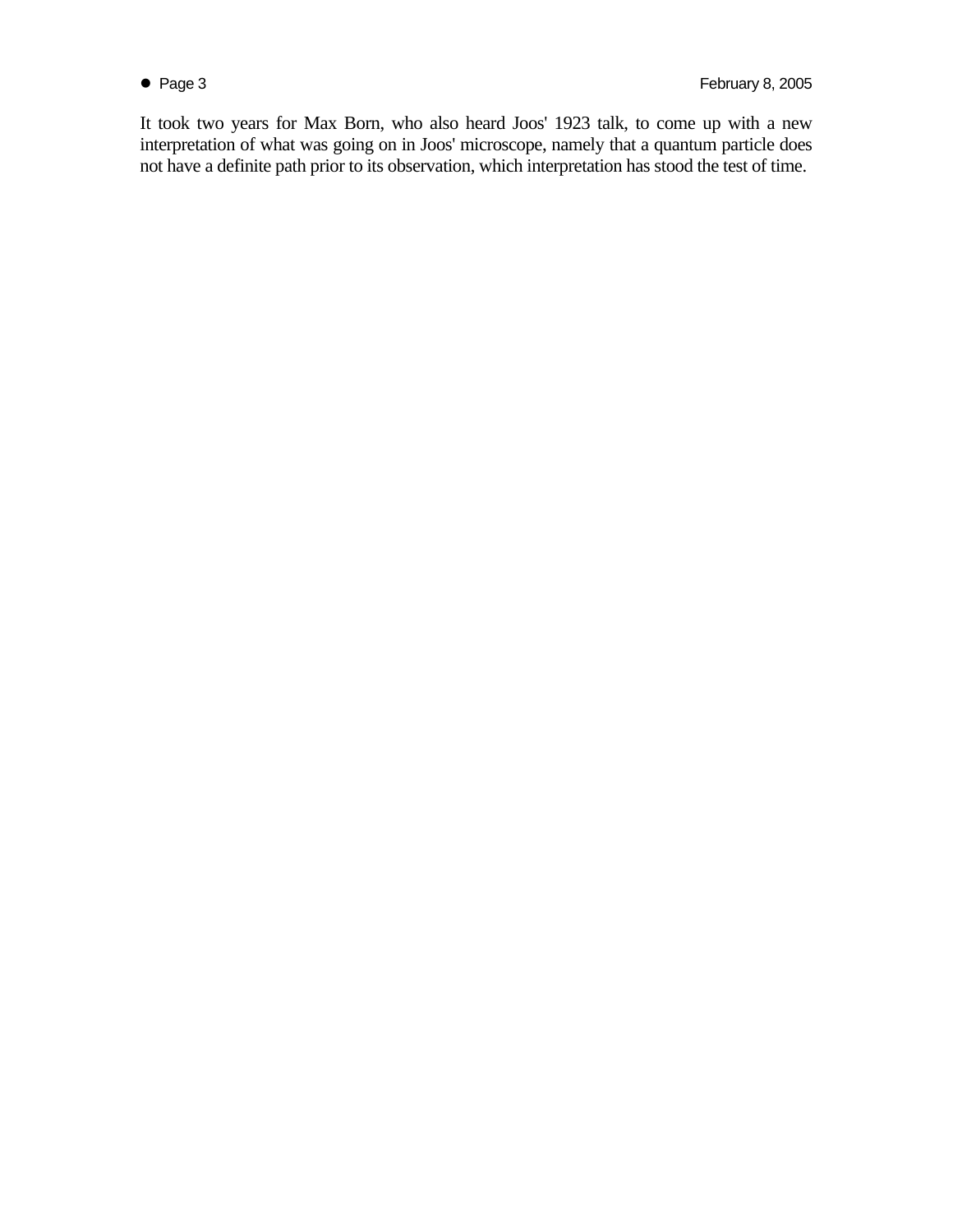It took two years for Max Born, who also heard Joos' 1923 talk, to come up with a new interpretation of what was going on in Joos' microscope, namely that a quantum particle does not have a definite path prior to its observation, which interpretation has stood the test of time.